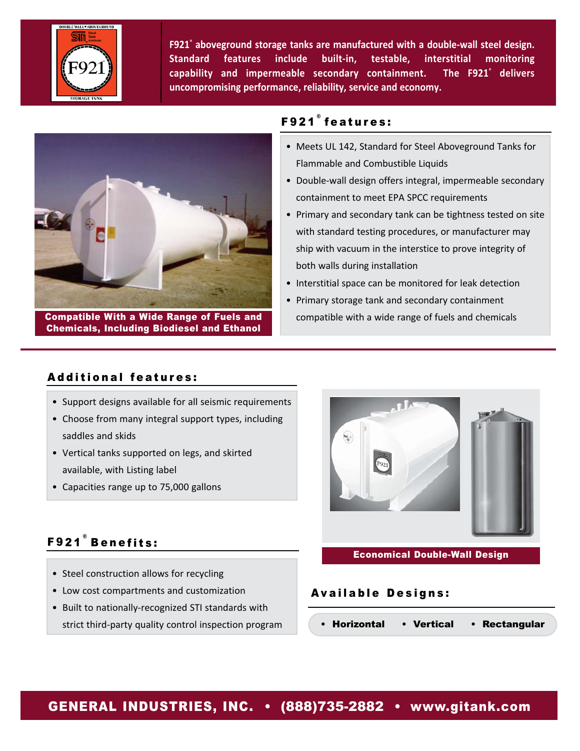F921® aboveground storage tanks are manufactured with a double-wall steel design. Standard features include built-in, testable, interstitial monitoring capability and impermeable secondary containment. The F921® delivers uncompromising performance, reliability, service and economy.

Compatible With a Wide Range of Fuels and Chemicals, Including Biodiesel and Ethanol

## F921® features:

- Meets UL 142, Standard for Steel Aboveground Tanks for Flammable and Combustible Liquids
- Double-wall design offers integral, impermeable secondary containment to meet EPA SPCC requirements
- Primary and secondary tank can be tightness tested on site with standard testing procedures, or manufacturer may ship with vacuum in the interstice to prove integrity of both walls during installation
- Interstitial space can be monitored for leak detection
- Primary storage tank and secondary containment compatible with a wide range of fuels and chemicals

## Additional features:

- Support designs available for all seismic requirements
- Choose from many integral support types, including saddles and skids
- Vertical tanks supported on legs, and skirted available, with Listing label
- Capacities range up to 75,000 gallons

Economical Double-Wall Design

## F921® Benefits:

- Steel construction allows for recycling
- Low cost compartments and customization
- Built to nationally-recognized STI standards with strict third-party quality control inspection program

## Available Designs:

- **Horizontal**
- **Vertical**
- **Rectangular**

**GENERAL INDUSTRIES, INC. • (888)735-2882 • www.gitank.com**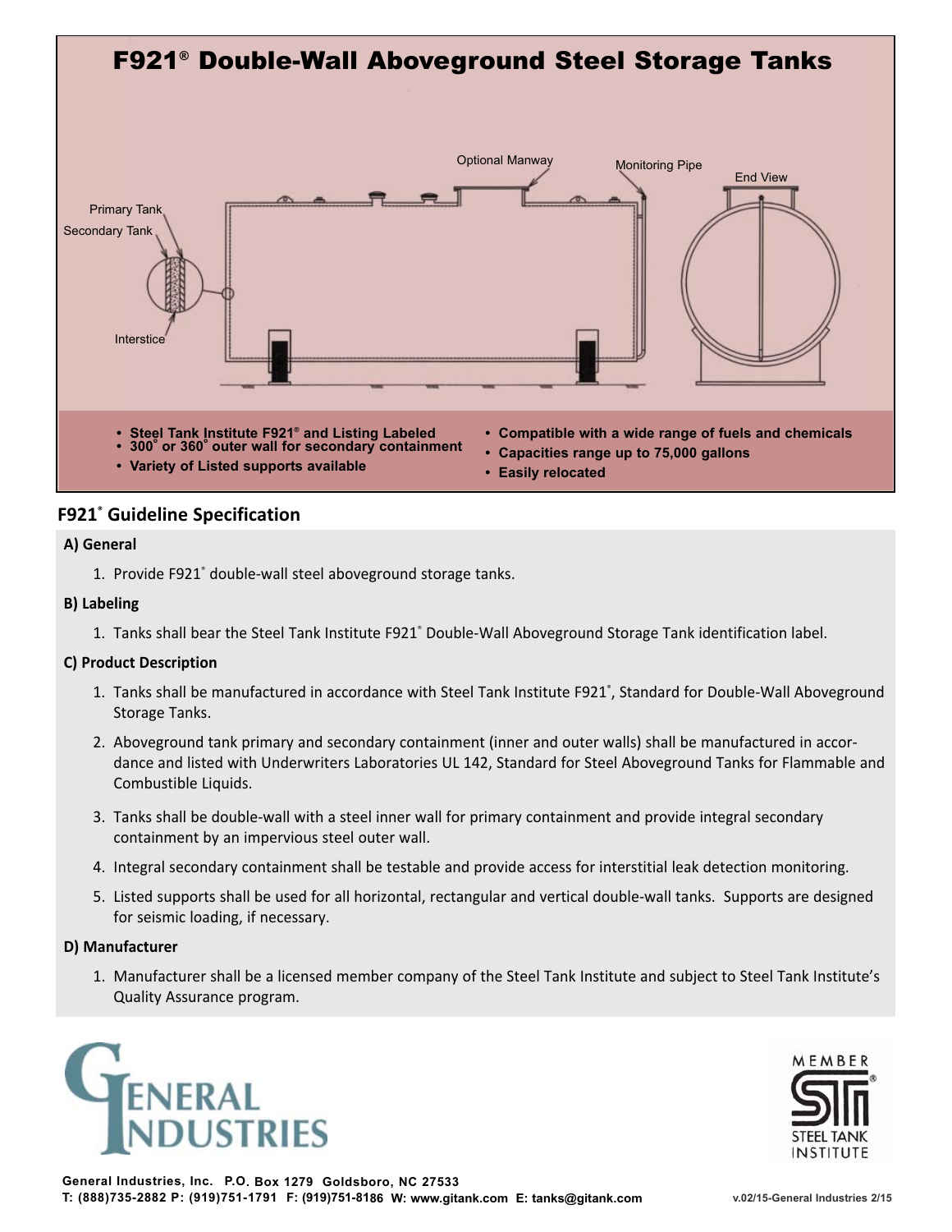# F921® Double-Wall Aboveground Steel Storage Tanks

Optional Manway

Monitoring Pipe

End View

Primary Tank

Secondary Tank

Interstice

- Steel Tank Institute F921® and Listing Labeled
- 300° or 360° outer wall for secondary containment
- Variety of Listed supports available
- Compatible with a wide range of fuels and chemicals
- Capacities range up to 75,000 gallons
- Easily relocated

## F921® Guideline Specification

### A) General

1. Provide F921® double-wall steel aboveground storage tanks.

### B) Labeling

1. Tanks shall bear the Steel Tank Institute F921® Double-Wall Aboveground Storage Tank identification label.

### C) Product Description

1. Tanks shall be manufactured in accordance with Steel Tank Institute F921®, Standard for Double-Wall Aboveground Storage Tanks.
2. Aboveground tank primary and secondary containment (inner and outer walls) shall be manufactured in accordance and listed with Underwriters Laboratories UL 142, Standard for Steel Aboveground Tanks for Flammable and Combustible Liquids.
3. Tanks shall be double-wall with a steel inner wall for primary containment and provide integral secondary containment by an impervious steel outer wall.
4. Integral secondary containment shall be testable and provide access for interstitial leak detection monitoring.
5. Listed supports shall be used for all horizontal, rectangular and vertical double-wall tanks. Supports are designed for seismic loading, if necessary.

### D) Manufacturer

1. Manufacturer shall be a licensed member company of the Steel Tank Institute and subject to Steel Tank Institute's Quality Assurance program.

GENERAL INDUSTRIES

MEMBER STI STEEL TANK INSTITUTE

**General Industries, Inc. P.O. Box 1279 Goldsboro, NC 27533**
**T: (888)735-2882 P: (919)751-1791 F: (919)751-8186 W: www.gitank.com E: tanks@gitank.com**

v.02/15-General Industries 2/15